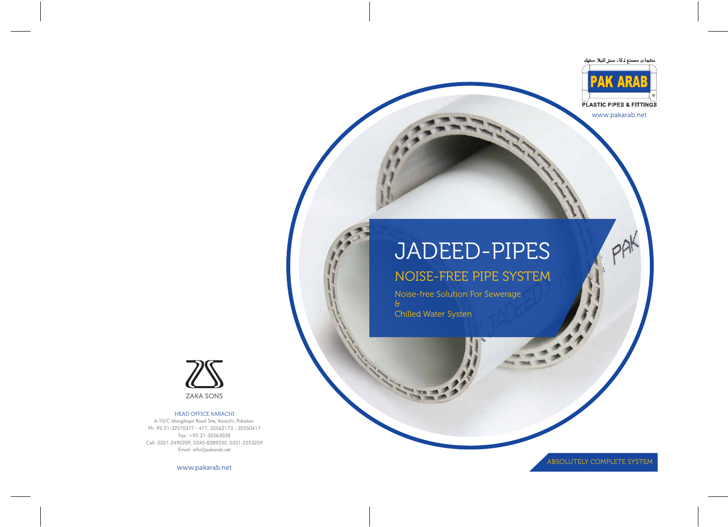ZAKA SONS

HEAD OFFICE KARACHI

A-10/C Manghopir Road Site, Karachi, Pakistan.
Ph: 92-21-32570377 - 477, 32562173 - 32550417
Fax: +92-21-32563038
Cell: 0321-2490209, 0345-8289330, 0321-2553209
Email: info@pakarab.net

www.pakarab.net

منتجات مصنع ذكاء سنز للبلا ستيك

PAK ARAB

PLASTIC PIPES & FITTINGS

www.pakarab.net

# JADEED-PIPES

## NOISE-FREE PIPE SYSTEM

Noise-free Solution For Sewerage
&
Chilled Water Systen

ABSOLUTELY COMPLETE SYSTEM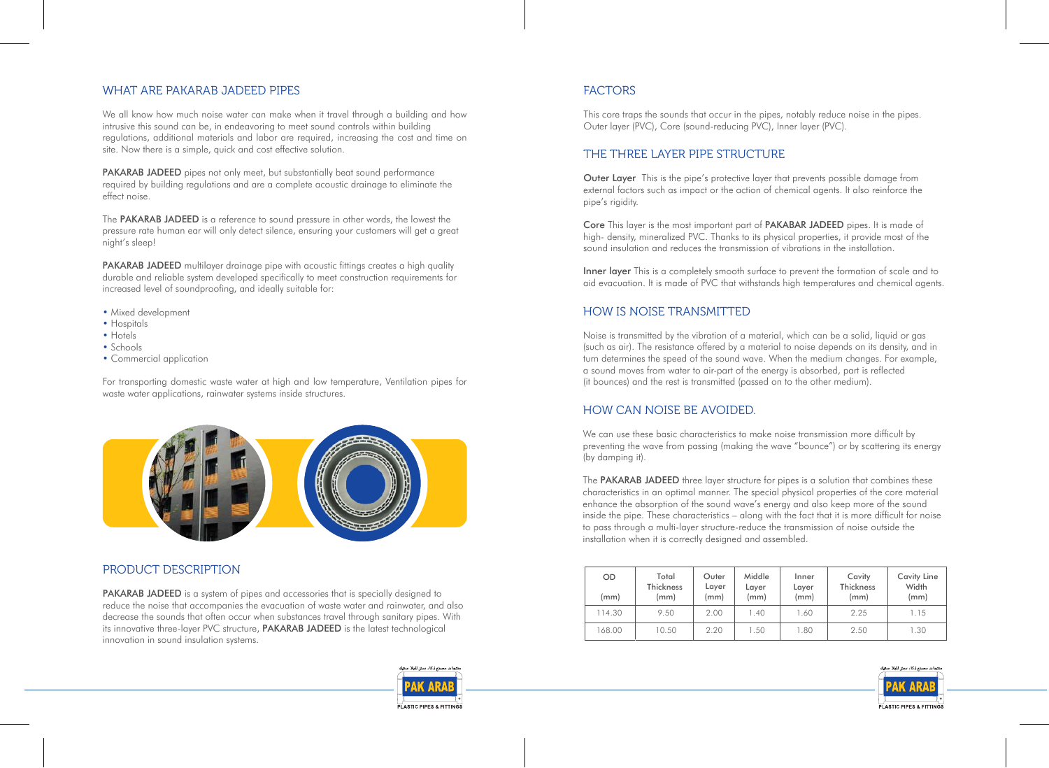## WHAT ARE PAKARAB JADEED PIPES

We all know how much noise water can make when it travel through a building and how intrusive this sound can be, in endeavoring to meet sound controls within building regulations, additional materials and labor are required, increasing the cost and time on site. Now there is a simple, quick and cost effective solution.

**PAKARAB JADEED** pipes not only meet, but substantially beat sound performance required by building regulations and are a complete acoustic drainage to eliminate the effect noise.

The **PAKARAB JADEED** is a reference to sound pressure in other words, the lowest the pressure rate human ear will only detect silence, ensuring your customers will get a great night's sleep!

**PAKARAB JADEED** multilayer drainage pipe with acoustic fittings creates a high quality durable and reliable system developed specifically to meet construction requirements for increased level of soundproofing, and ideally suitable for:

- Mixed development
- Hospitals
- Hotels
- Schools
- Commercial application

For transporting domestic waste water at high and low temperature, Ventilation pipes for waste water applications, rainwater systems inside structures.

## PRODUCT DESCRIPTION

**PAKARAB JADEED** is a system of pipes and accessories that is specially designed to reduce the noise that accompanies the evacuation of waste water and rainwater, and also decrease the sounds that often occur when substances travel through sanitary pipes. With its innovative three-layer PVC structure, **PAKARAB JADEED** is the latest technological innovation in sound insulation systems.

## FACTORS

This core traps the sounds that occur in the pipes, notably reduce noise in the pipes. Outer layer (PVC), Core (sound-reducing PVC), Inner layer (PVC).

## THE THREE LAYER PIPE STRUCTURE

**Outer Layer** This is the pipe's protective layer that prevents possible damage from external factors such as impact or the action of chemical agents. It also reinforce the pipe's rigidity.

**Core** This layer is the most important part of **PAKABAR JADEED** pipes. It is made of high- density, mineralized PVC. Thanks to its physical properties, it provide most of the sound insulation and reduces the transmission of vibrations in the installation.

**Inner layer** This is a completely smooth surface to prevent the formation of scale and to aid evacuation. It is made of PVC that withstands high temperatures and chemical agents.

## HOW IS NOISE TRANSMITTED

Noise is transmitted by the vibration of a material, which can be a solid, liquid or gas (such as air). The resistance offered by a material to noise depends on its density, and in turn determines the speed of the sound wave. When the medium changes. For example, a sound moves from water to air-part of the energy is absorbed, part is reflected (it bounces) and the rest is transmitted (passed on to the other medium).

## HOW CAN NOISE BE AVOIDED.

We can use these basic characteristics to make noise transmission more difficult by preventing the wave from passing (making the wave "bounce") or by scattering its energy (by damping it).

The **PAKARAB JADEED** three layer structure for pipes is a solution that combines these characteristics in an optimal manner. The special physical properties of the core material enhance the absorption of the sound wave's energy and also keep more of the sound inside the pipe. These characteristics – along with the fact that it is more difficult for noise to pass through a multi-layer structure-reduce the transmission of noise outside the installation when it is correctly designed and assembled.

| OD (mm) | Total Thickness (mm) | Outer Layer (mm) | Middle Layer (mm) | Inner Layer (mm) | Cavity Thickness (mm) | Cavity Line Width (mm) |
|---|---|---|---|---|---|---|
| 114.30 | 9.50 | 2.00 | 1.40 | 1.60 | 2.25 | 1.15 |
| 168.00 | 10.50 | 2.20 | 1.50 | 1.80 | 2.50 | 1.30 |